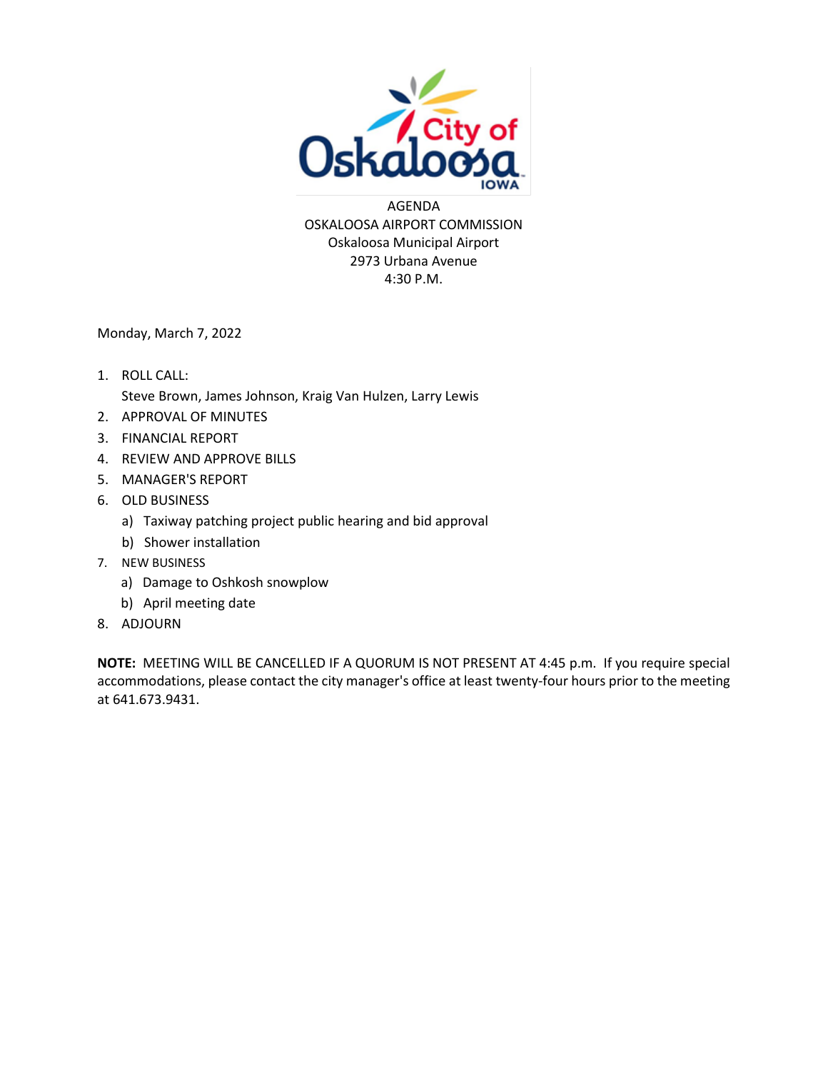City of Oskaloosa IOWA

# AGENDA

## OSKALOOSA AIRPORT COMMISSION

Oskaloosa Municipal Airport
2973 Urbana Avenue
4:30 P.M.

Monday, March 7, 2022

1. ROLL CALL:
   Steve Brown, James Johnson, Kraig Van Hulzen, Larry Lewis
2. APPROVAL OF MINUTES
3. FINANCIAL REPORT
4. REVIEW AND APPROVE BILLS
5. MANAGER'S REPORT
6. OLD BUSINESS
   a) Taxiway patching project public hearing and bid approval
   b) Shower installation
7. NEW BUSINESS
   a) Damage to Oshkosh snowplow
   b) April meeting date
8. ADJOURN

**NOTE:** MEETING WILL BE CANCELLED IF A QUORUM IS NOT PRESENT AT 4:45 p.m. If you require special accommodations, please contact the city manager's office at least twenty-four hours prior to the meeting at 641.673.9431.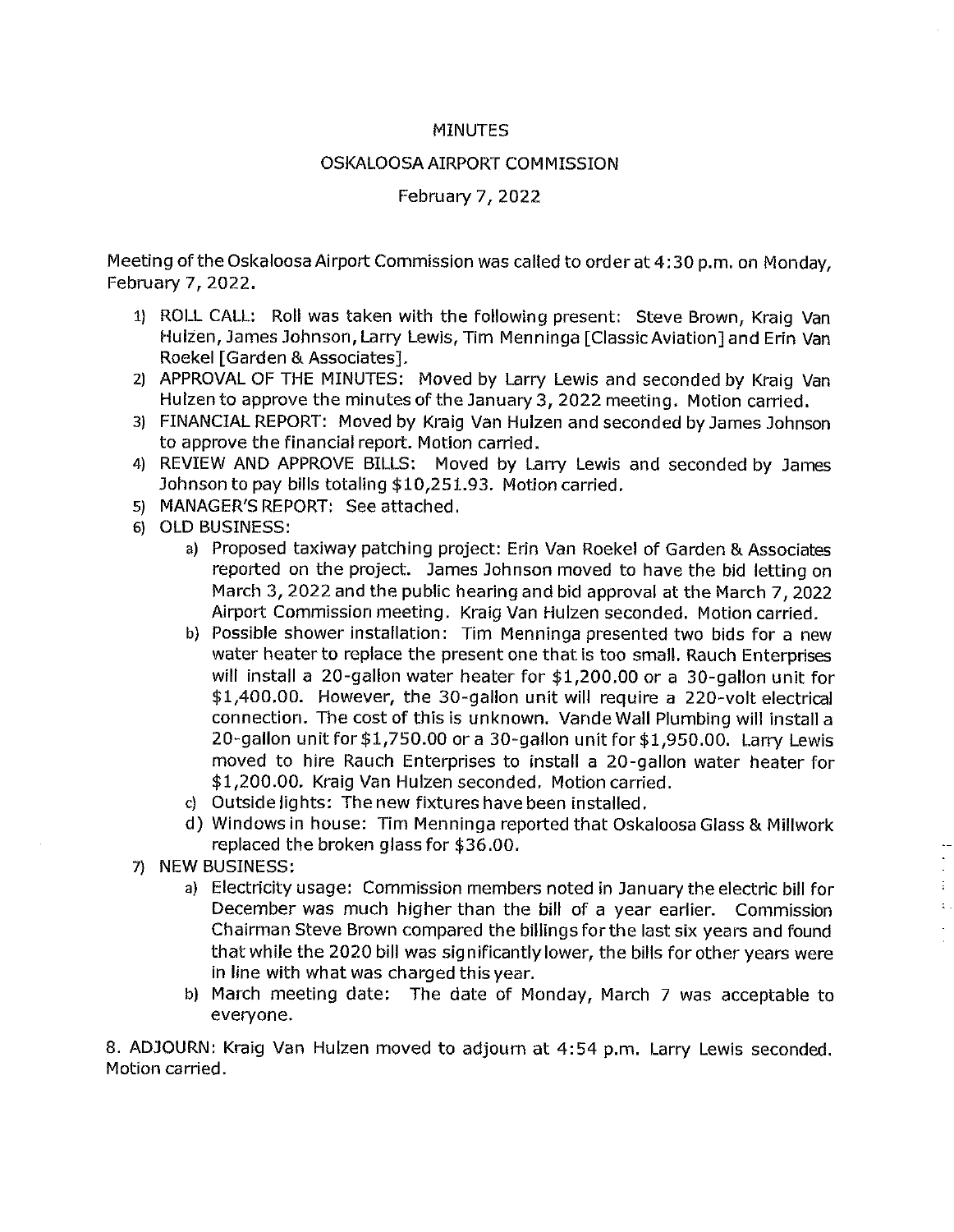MINUTES

OSKALOOSA AIRPORT COMMISSION

February 7, 2022

Meeting of the Oskaloosa Airport Commission was called to order at 4:30 p.m. on Monday, February 7, 2022.

1) ROLL CALL: Roll was taken with the following present: Steve Brown, Kraig Van Hulzen, James Johnson, Larry Lewis, Tim Menninga [Classic Aviation] and Erin Van Roekel [Garden & Associates].
2) APPROVAL OF THE MINUTES: Moved by Larry Lewis and seconded by Kraig Van Hulzen to approve the minutes of the January 3, 2022 meeting. Motion carried.
3) FINANCIAL REPORT: Moved by Kraig Van Hulzen and seconded by James Johnson to approve the financial report. Motion carried.
4) REVIEW AND APPROVE BILLS: Moved by Larry Lewis and seconded by James Johnson to pay bills totaling $10,251.93. Motion carried.
5) MANAGER'S REPORT: See attached.
6) OLD BUSINESS:
   a) Proposed taxiway patching project: Erin Van Roekel of Garden & Associates reported on the project. James Johnson moved to have the bid letting on March 3, 2022 and the public hearing and bid approval at the March 7, 2022 Airport Commission meeting. Kraig Van Hulzen seconded. Motion carried.
   b) Possible shower installation: Tim Menninga presented two bids for a new water heater to replace the present one that is too small. Rauch Enterprises will install a 20-gallon water heater for $1,200.00 or a 30-gallon unit for $1,400.00. However, the 30-gallon unit will require a 220-volt electrical connection. The cost of this is unknown. Vande Wall Plumbing will install a 20-gallon unit for $1,750.00 or a 30-gallon unit for $1,950.00. Larry Lewis moved to hire Rauch Enterprises to install a 20-gallon water heater for $1,200.00. Kraig Van Hulzen seconded. Motion carried.
   c) Outside lights: The new fixtures have been installed.
   d) Windows in house: Tim Menninga reported that Oskaloosa Glass & Millwork replaced the broken glass for $36.00.
7) NEW BUSINESS:
   a) Electricity usage: Commission members noted in January the electric bill for December was much higher than the bill of a year earlier. Commission Chairman Steve Brown compared the billings for the last six years and found that while the 2020 bill was significantly lower, the bills for other years were in line with what was charged this year.
   b) March meeting date: The date of Monday, March 7 was acceptable to everyone.

8. ADJOURN: Kraig Van Hulzen moved to adjourn at 4:54 p.m. Larry Lewis seconded. Motion carried.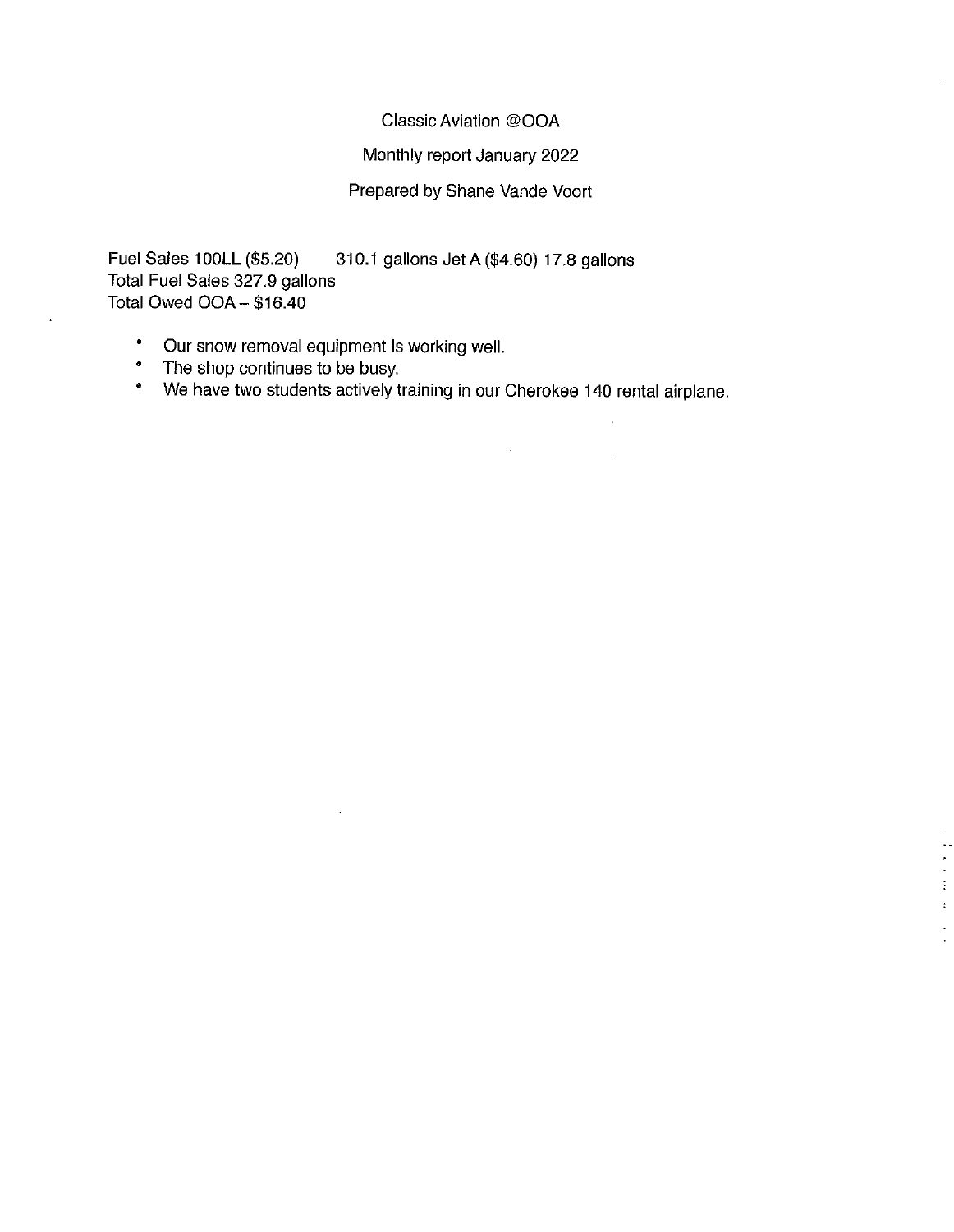Classic Aviation @OOA

Monthly report January 2022

Prepared by Shane Vande Voort

Fuel Sales 100LL ($5.20) 310.1 gallons Jet A ($4.60) 17.8 gallons
Total Fuel Sales 327.9 gallons
Total Owed OOA – $16.40

- Our snow removal equipment is working well.
- The shop continues to be busy.
- We have two students actively training in our Cherokee 140 rental airplane.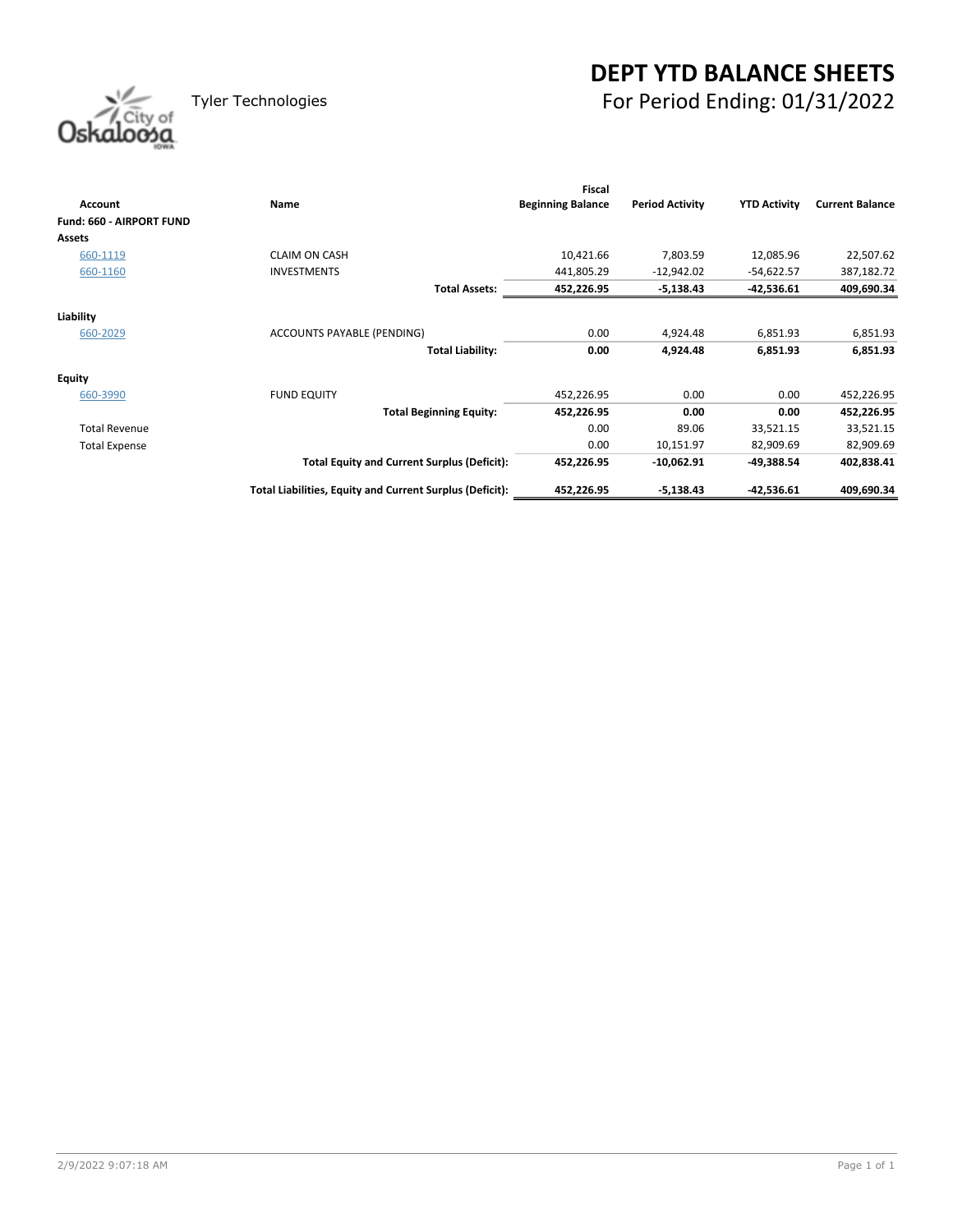# DEPT YTD BALANCE SHEETS

Tyler Technologies

## For Period Ending: 01/31/2022

| Account | Name | Fiscal Beginning Balance | Period Activity | YTD Activity | Current Balance |
|---|---|---|---|---|---|
| **Fund: 660 - AIRPORT FUND** | | | | | |
| **Assets** | | | | | |
| 660-1119 | CLAIM ON CASH | 10,421.66 | 7,803.59 | 12,085.96 | 22,507.62 |
| 660-1160 | INVESTMENTS | 441,805.29 | -12,942.02 | -54,622.57 | 387,182.72 |
| | **Total Assets:** | **452,226.95** | **-5,138.43** | **-42,536.61** | **409,690.34** |
| **Liability** | | | | | |
| 660-2029 | ACCOUNTS PAYABLE (PENDING) | 0.00 | 4,924.48 | 6,851.93 | 6,851.93 |
| | **Total Liability:** | **0.00** | **4,924.48** | **6,851.93** | **6,851.93** |
| **Equity** | | | | | |
| 660-3990 | FUND EQUITY | 452,226.95 | 0.00 | 0.00 | 452,226.95 |
| | **Total Beginning Equity:** | **452,226.95** | **0.00** | **0.00** | **452,226.95** |
| Total Revenue | | 0.00 | 89.06 | 33,521.15 | 33,521.15 |
| Total Expense | | 0.00 | 10,151.97 | 82,909.69 | 82,909.69 |
| | **Total Equity and Current Surplus (Deficit):** | **452,226.95** | **-10,062.91** | **-49,388.54** | **402,838.41** |
| | **Total Liabilities, Equity and Current Surplus (Deficit):** | **452,226.95** | **-5,138.43** | **-42,536.61** | **409,690.34** |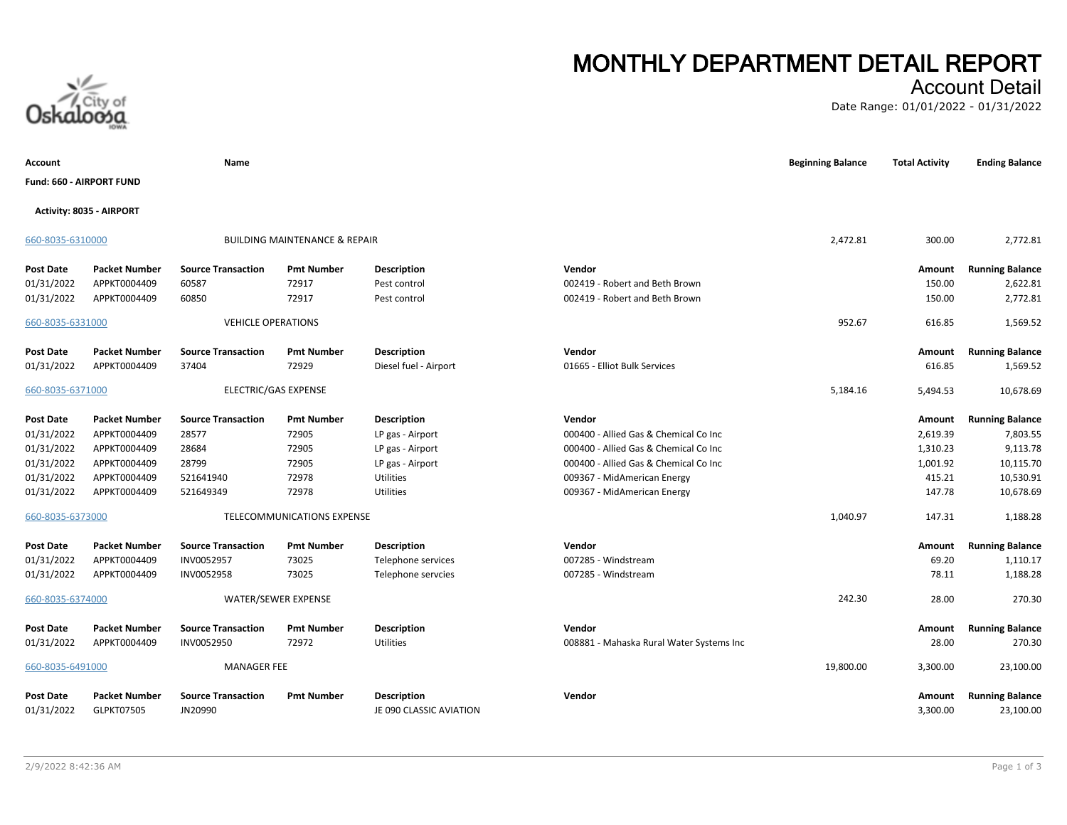# MONTHLY DEPARTMENT DETAIL REPORT

## Account Detail

Date Range: 01/01/2022 - 01/31/2022

| Account | Name | Beginning Balance | Total Activity | Ending Balance |
|---|---|---|---|---|

**Fund: 660 - AIRPORT FUND**

**Activity: 8035 - AIRPORT**

| Account | Name | Beginning Balance | Total Activity | Ending Balance |
|---|---|---|---|---|
| 660-8035-6310000 | BUILDING MAINTENANCE & REPAIR | 2,472.81 | 300.00 | 2,772.81 |

| Post Date | Packet Number | Source Transaction | Pmt Number | Description | Vendor | Amount | Running Balance |
|---|---|---|---|---|---|---|---|
| 01/31/2022 | APPKT0004409 | 60587 | 72917 | Pest control | 002419 - Robert and Beth Brown | 150.00 | 2,622.81 |
| 01/31/2022 | APPKT0004409 | 60850 | 72917 | Pest control | 002419 - Robert and Beth Brown | 150.00 | 2,772.81 |

| Account | Name | Beginning Balance | Total Activity | Ending Balance |
|---|---|---|---|---|
| 660-8035-6331000 | VEHICLE OPERATIONS | 952.67 | 616.85 | 1,569.52 |

| Post Date | Packet Number | Source Transaction | Pmt Number | Description | Vendor | Amount | Running Balance |
|---|---|---|---|---|---|---|---|
| 01/31/2022 | APPKT0004409 | 37404 | 72929 | Diesel fuel - Airport | 01665 - Elliot Bulk Services | 616.85 | 1,569.52 |

| Account | Name | Beginning Balance | Total Activity | Ending Balance |
|---|---|---|---|---|
| 660-8035-6371000 | ELECTRIC/GAS EXPENSE | 5,184.16 | 5,494.53 | 10,678.69 |

| Post Date | Packet Number | Source Transaction | Pmt Number | Description | Vendor | Amount | Running Balance |
|---|---|---|---|---|---|---|---|
| 01/31/2022 | APPKT0004409 | 28577 | 72905 | LP gas - Airport | 000400 - Allied Gas & Chemical Co Inc | 2,619.39 | 7,803.55 |
| 01/31/2022 | APPKT0004409 | 28684 | 72905 | LP gas - Airport | 000400 - Allied Gas & Chemical Co Inc | 1,310.23 | 9,113.78 |
| 01/31/2022 | APPKT0004409 | 28799 | 72905 | LP gas - Airport | 000400 - Allied Gas & Chemical Co Inc | 1,001.92 | 10,115.70 |
| 01/31/2022 | APPKT0004409 | 521641940 | 72978 | Utilities | 009367 - MidAmerican Energy | 415.21 | 10,530.91 |
| 01/31/2022 | APPKT0004409 | 521649349 | 72978 | Utilities | 009367 - MidAmerican Energy | 147.78 | 10,678.69 |

| Account | Name | Beginning Balance | Total Activity | Ending Balance |
|---|---|---|---|---|
| 660-8035-6373000 | TELECOMMUNICATIONS EXPENSE | 1,040.97 | 147.31 | 1,188.28 |

| Post Date | Packet Number | Source Transaction | Pmt Number | Description | Vendor | Amount | Running Balance |
|---|---|---|---|---|---|---|---|
| 01/31/2022 | APPKT0004409 | INV0052957 | 73025 | Telephone services | 007285 - Windstream | 69.20 | 1,110.17 |
| 01/31/2022 | APPKT0004409 | INV0052958 | 73025 | Telephone servcies | 007285 - Windstream | 78.11 | 1,188.28 |

| Account | Name | Beginning Balance | Total Activity | Ending Balance |
|---|---|---|---|---|
| 660-8035-6374000 | WATER/SEWER EXPENSE | 242.30 | 28.00 | 270.30 |

| Post Date | Packet Number | Source Transaction | Pmt Number | Description | Vendor | Amount | Running Balance |
|---|---|---|---|---|---|---|---|
| 01/31/2022 | APPKT0004409 | INV0052950 | 72972 | Utilities | 008881 - Mahaska Rural Water Systems Inc | 28.00 | 270.30 |

| Account | Name | Beginning Balance | Total Activity | Ending Balance |
|---|---|---|---|---|
| 660-8035-6491000 | MANAGER FEE | 19,800.00 | 3,300.00 | 23,100.00 |

| Post Date | Packet Number | Source Transaction | Pmt Number | Description | Vendor | Amount | Running Balance |
|---|---|---|---|---|---|---|---|
| 01/31/2022 | GLPKT07505 | JN20990 | | JE 090 CLASSIC AVIATION | | 3,300.00 | 23,100.00 |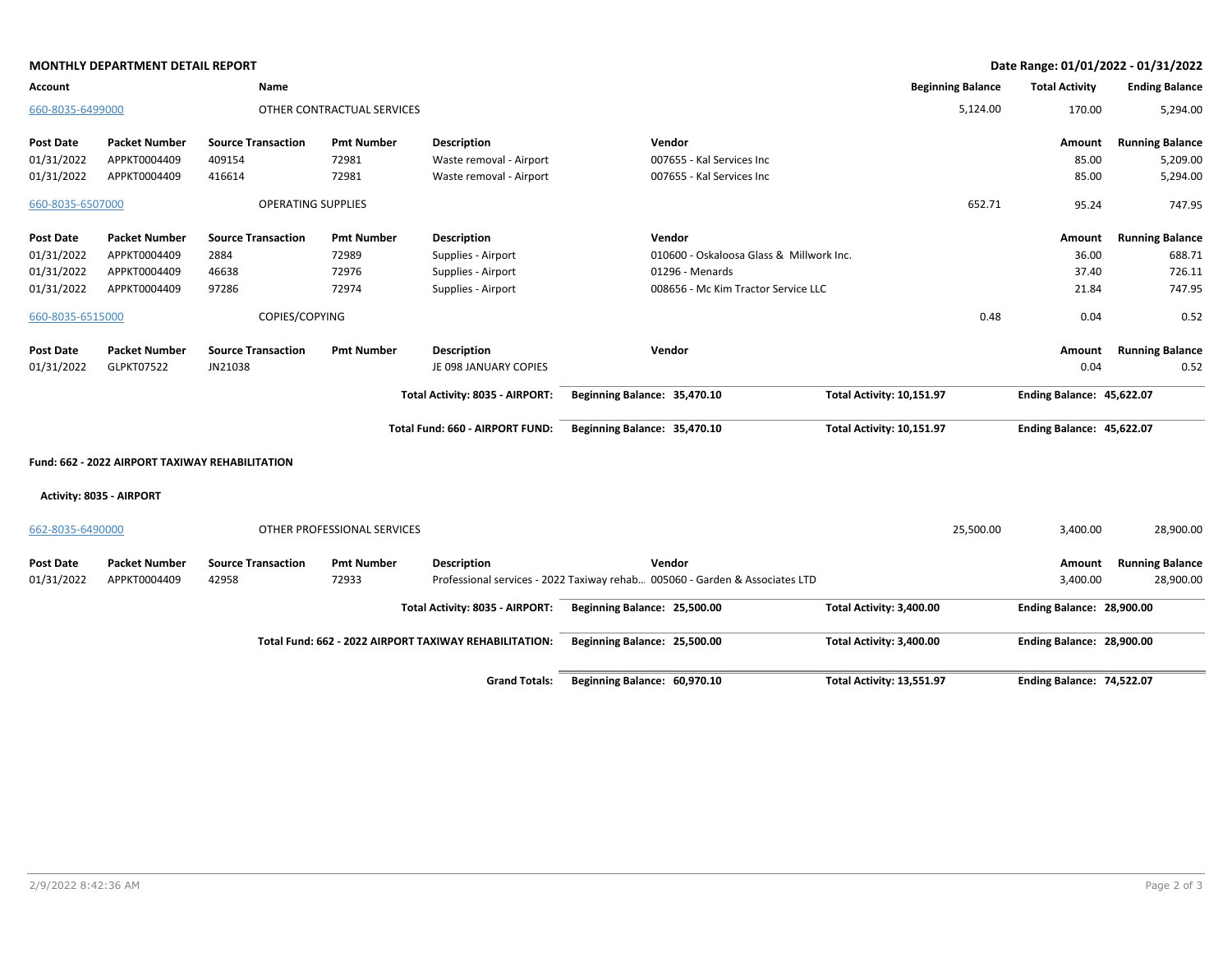**MONTHLY DEPARTMENT DETAIL REPORT** — **Date Range: 01/01/2022 - 01/31/2022**

| Account | Name | Beginning Balance | Total Activity | Ending Balance |
|---|---|---|---|---|
| 660-8035-6499000 | OTHER CONTRACTUAL SERVICES | 5,124.00 | 170.00 | 5,294.00 |

| Post Date | Packet Number | Source Transaction | Pmt Number | Description | Vendor | Amount | Running Balance |
|---|---|---|---|---|---|---|---|
| 01/31/2022 | APPKT0004409 | 409154 | 72981 | Waste removal - Airport | 007655 - Kal Services Inc | 85.00 | 5,209.00 |
| 01/31/2022 | APPKT0004409 | 416614 | 72981 | Waste removal - Airport | 007655 - Kal Services Inc | 85.00 | 5,294.00 |

| Account | Name | Beginning Balance | Total Activity | Ending Balance |
|---|---|---|---|---|
| 660-8035-6507000 | OPERATING SUPPLIES | 652.71 | 95.24 | 747.95 |

| Post Date | Packet Number | Source Transaction | Pmt Number | Description | Vendor | Amount | Running Balance |
|---|---|---|---|---|---|---|---|
| 01/31/2022 | APPKT0004409 | 2884 | 72989 | Supplies - Airport | 010600 - Oskaloosa Glass & Millwork Inc. | 36.00 | 688.71 |
| 01/31/2022 | APPKT0004409 | 46638 | 72976 | Supplies - Airport | 01296 - Menards | 37.40 | 726.11 |
| 01/31/2022 | APPKT0004409 | 97286 | 72974 | Supplies - Airport | 008656 - Mc Kim Tractor Service LLC | 21.84 | 747.95 |

| Account | Name | Beginning Balance | Total Activity | Ending Balance |
|---|---|---|---|---|
| 660-8035-6515000 | COPIES/COPYING | 0.48 | 0.04 | 0.52 |

| Post Date | Packet Number | Source Transaction | Pmt Number | Description | Vendor | Amount | Running Balance |
|---|---|---|---|---|---|---|---|
| 01/31/2022 | GLPKT07522 | JN21038 | | JE 098 JANUARY COPIES | | 0.04 | 0.52 |

| | Beginning Balance | Total Activity | Ending Balance |
|---|---|---|---|
| **Total Activity: 8035 - AIRPORT:** | **35,470.10** | **10,151.97** | **45,622.07** |
| **Total Fund: 660 - AIRPORT FUND:** | **35,470.10** | **10,151.97** | **45,622.07** |

**Fund: 662 - 2022 AIRPORT TAXIWAY REHABILITATION**

**Activity: 8035 - AIRPORT**

| Account | Name | Beginning Balance | Total Activity | Ending Balance |
|---|---|---|---|---|
| 662-8035-6490000 | OTHER PROFESSIONAL SERVICES | 25,500.00 | 3,400.00 | 28,900.00 |

| Post Date | Packet Number | Source Transaction | Pmt Number | Description | Vendor | Amount | Running Balance |
|---|---|---|---|---|---|---|---|
| 01/31/2022 | APPKT0004409 | 42958 | 72933 | Professional services - 2022 Taxiway rehab… | 005060 - Garden & Associates LTD | 3,400.00 | 28,900.00 |

| | Beginning Balance | Total Activity | Ending Balance |
|---|---|---|---|
| **Total Activity: 8035 - AIRPORT:** | **25,500.00** | **3,400.00** | **28,900.00** |
| **Total Fund: 662 - 2022 AIRPORT TAXIWAY REHABILITATION:** | **25,500.00** | **3,400.00** | **28,900.00** |
| **Grand Totals:** | **60,970.10** | **13,551.97** | **74,522.07** |

2/9/2022 8:42:36 AM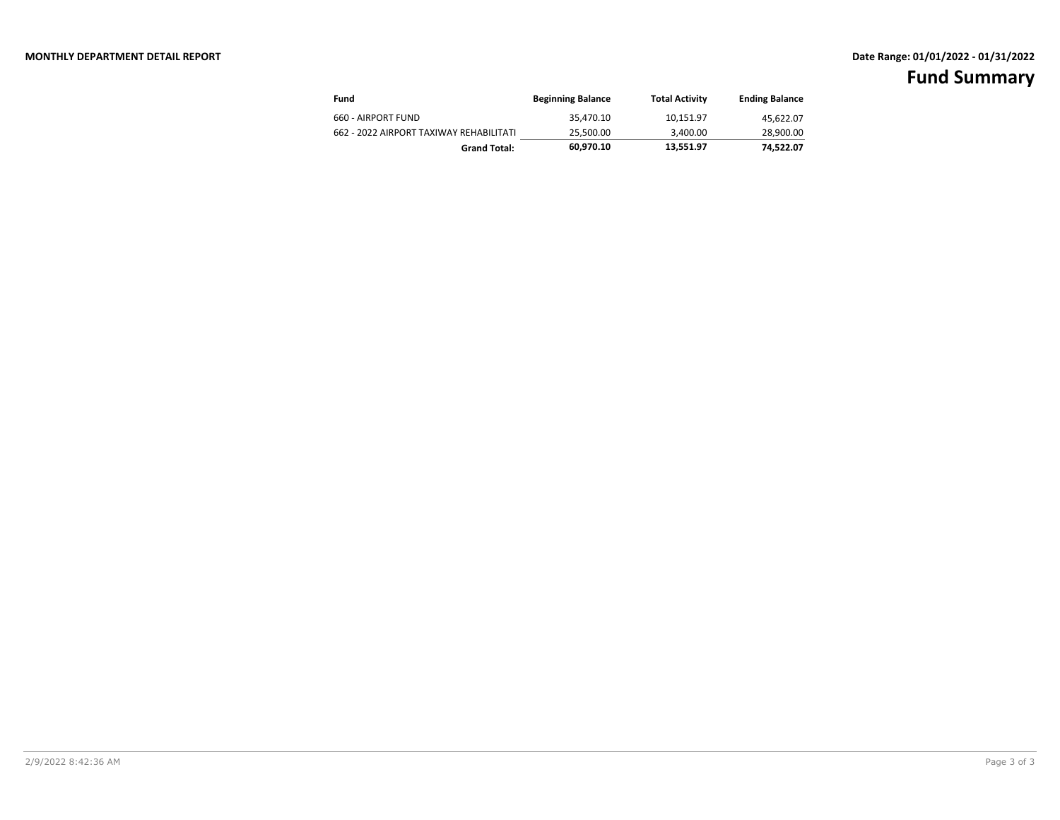**MONTHLY DEPARTMENT DETAIL REPORT**

**Date Range: 01/01/2022 - 01/31/2022**

# Fund Summary

| Fund | Beginning Balance | Total Activity | Ending Balance |
|---|---|---|---|
| 660 - AIRPORT FUND | 35,470.10 | 10,151.97 | 45,622.07 |
| 662 - 2022 AIRPORT TAXIWAY REHABILITATI | 25,500.00 | 3,400.00 | 28,900.00 |
| **Grand Total:** | **60,970.10** | **13,551.97** | **74,522.07** |

2/9/2022 8:42:36 AM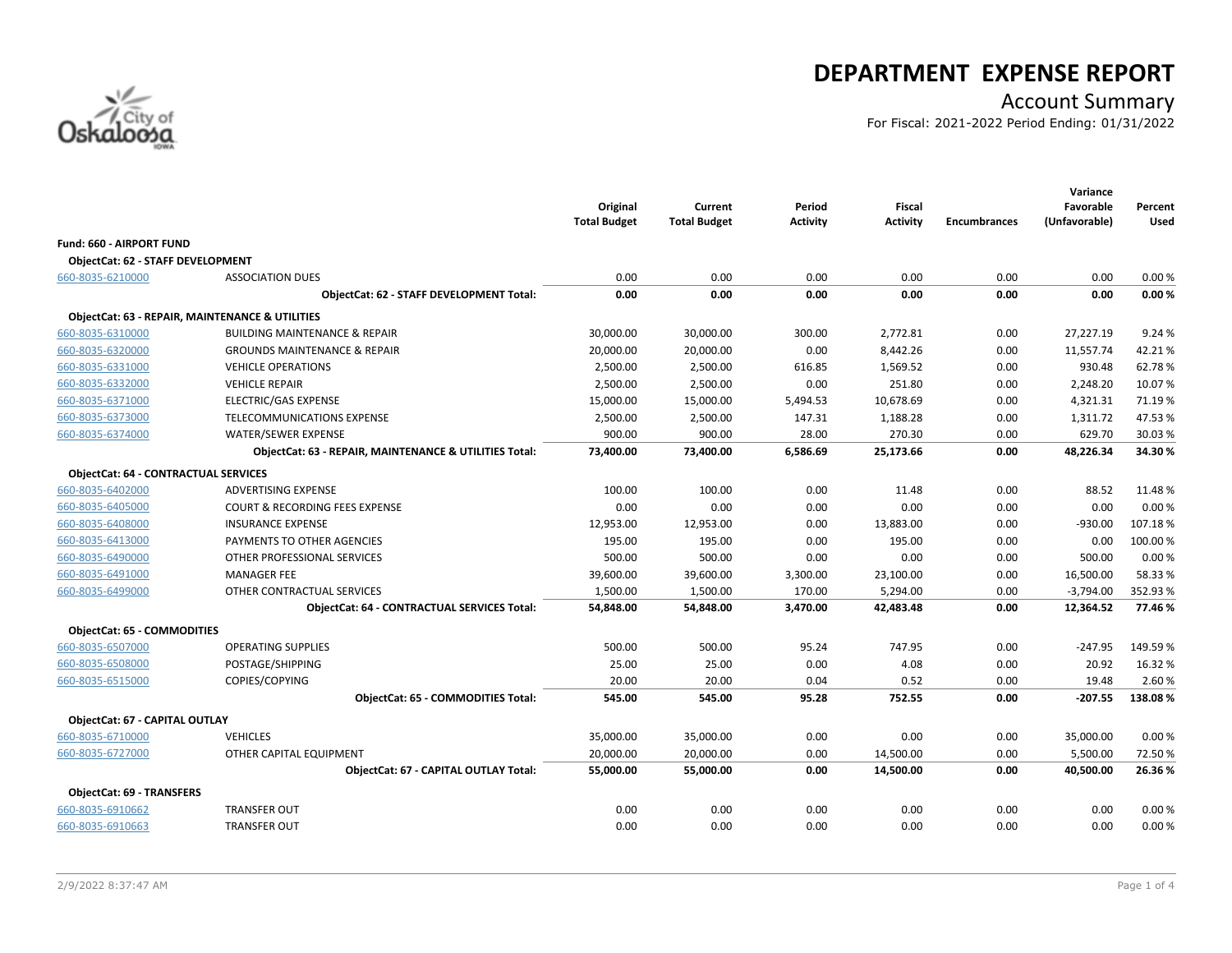# DEPARTMENT EXPENSE REPORT

## Account Summary

For Fiscal: 2021-2022 Period Ending: 01/31/2022

| | | Original Total Budget | Current Total Budget | Period Activity | Fiscal Activity | Encumbrances | Variance Favorable (Unfavorable) | Percent Used |
|---|---|---|---|---|---|---|---|---|
| **Fund: 660 - AIRPORT FUND** | | | | | | | | |
| **ObjectCat: 62 - STAFF DEVELOPMENT** | | | | | | | | |
| 660-8035-6210000 | ASSOCIATION DUES | 0.00 | 0.00 | 0.00 | 0.00 | 0.00 | 0.00 | 0.00 % |
| | **ObjectCat: 62 - STAFF DEVELOPMENT Total:** | **0.00** | **0.00** | **0.00** | **0.00** | **0.00** | **0.00** | **0.00 %** |
| **ObjectCat: 63 - REPAIR, MAINTENANCE & UTILITIES** | | | | | | | | |
| 660-8035-6310000 | BUILDING MAINTENANCE & REPAIR | 30,000.00 | 30,000.00 | 300.00 | 2,772.81 | 0.00 | 27,227.19 | 9.24 % |
| 660-8035-6320000 | GROUNDS MAINTENANCE & REPAIR | 20,000.00 | 20,000.00 | 0.00 | 8,442.26 | 0.00 | 11,557.74 | 42.21 % |
| 660-8035-6331000 | VEHICLE OPERATIONS | 2,500.00 | 2,500.00 | 616.85 | 1,569.52 | 0.00 | 930.48 | 62.78 % |
| 660-8035-6332000 | VEHICLE REPAIR | 2,500.00 | 2,500.00 | 0.00 | 251.80 | 0.00 | 2,248.20 | 10.07 % |
| 660-8035-6371000 | ELECTRIC/GAS EXPENSE | 15,000.00 | 15,000.00 | 5,494.53 | 10,678.69 | 0.00 | 4,321.31 | 71.19 % |
| 660-8035-6373000 | TELECOMMUNICATIONS EXPENSE | 2,500.00 | 2,500.00 | 147.31 | 1,188.28 | 0.00 | 1,311.72 | 47.53 % |
| 660-8035-6374000 | WATER/SEWER EXPENSE | 900.00 | 900.00 | 28.00 | 270.30 | 0.00 | 629.70 | 30.03 % |
| | **ObjectCat: 63 - REPAIR, MAINTENANCE & UTILITIES Total:** | **73,400.00** | **73,400.00** | **6,586.69** | **25,173.66** | **0.00** | **48,226.34** | **34.30 %** |
| **ObjectCat: 64 - CONTRACTUAL SERVICES** | | | | | | | | |
| 660-8035-6402000 | ADVERTISING EXPENSE | 100.00 | 100.00 | 0.00 | 11.48 | 0.00 | 88.52 | 11.48 % |
| 660-8035-6405000 | COURT & RECORDING FEES EXPENSE | 0.00 | 0.00 | 0.00 | 0.00 | 0.00 | 0.00 | 0.00 % |
| 660-8035-6408000 | INSURANCE EXPENSE | 12,953.00 | 12,953.00 | 0.00 | 13,883.00 | 0.00 | -930.00 | 107.18 % |
| 660-8035-6413000 | PAYMENTS TO OTHER AGENCIES | 195.00 | 195.00 | 0.00 | 195.00 | 0.00 | 0.00 | 100.00 % |
| 660-8035-6490000 | OTHER PROFESSIONAL SERVICES | 500.00 | 500.00 | 0.00 | 0.00 | 0.00 | 500.00 | 0.00 % |
| 660-8035-6491000 | MANAGER FEE | 39,600.00 | 39,600.00 | 3,300.00 | 23,100.00 | 0.00 | 16,500.00 | 58.33 % |
| 660-8035-6499000 | OTHER CONTRACTUAL SERVICES | 1,500.00 | 1,500.00 | 170.00 | 5,294.00 | 0.00 | -3,794.00 | 352.93 % |
| | **ObjectCat: 64 - CONTRACTUAL SERVICES Total:** | **54,848.00** | **54,848.00** | **3,470.00** | **42,483.48** | **0.00** | **12,364.52** | **77.46 %** |
| **ObjectCat: 65 - COMMODITIES** | | | | | | | | |
| 660-8035-6507000 | OPERATING SUPPLIES | 500.00 | 500.00 | 95.24 | 747.95 | 0.00 | -247.95 | 149.59 % |
| 660-8035-6508000 | POSTAGE/SHIPPING | 25.00 | 25.00 | 0.00 | 4.08 | 0.00 | 20.92 | 16.32 % |
| 660-8035-6515000 | COPIES/COPYING | 20.00 | 20.00 | 0.04 | 0.52 | 0.00 | 19.48 | 2.60 % |
| | **ObjectCat: 65 - COMMODITIES Total:** | **545.00** | **545.00** | **95.28** | **752.55** | **0.00** | **-207.55** | **138.08 %** |
| **ObjectCat: 67 - CAPITAL OUTLAY** | | | | | | | | |
| 660-8035-6710000 | VEHICLES | 35,000.00 | 35,000.00 | 0.00 | 0.00 | 0.00 | 35,000.00 | 0.00 % |
| 660-8035-6727000 | OTHER CAPITAL EQUIPMENT | 20,000.00 | 20,000.00 | 0.00 | 14,500.00 | 0.00 | 5,500.00 | 72.50 % |
| | **ObjectCat: 67 - CAPITAL OUTLAY Total:** | **55,000.00** | **55,000.00** | **0.00** | **14,500.00** | **0.00** | **40,500.00** | **26.36 %** |
| **ObjectCat: 69 - TRANSFERS** | | | | | | | | |
| 660-8035-6910662 | TRANSFER OUT | 0.00 | 0.00 | 0.00 | 0.00 | 0.00 | 0.00 | 0.00 % |
| 660-8035-6910663 | TRANSFER OUT | 0.00 | 0.00 | 0.00 | 0.00 | 0.00 | 0.00 | 0.00 % |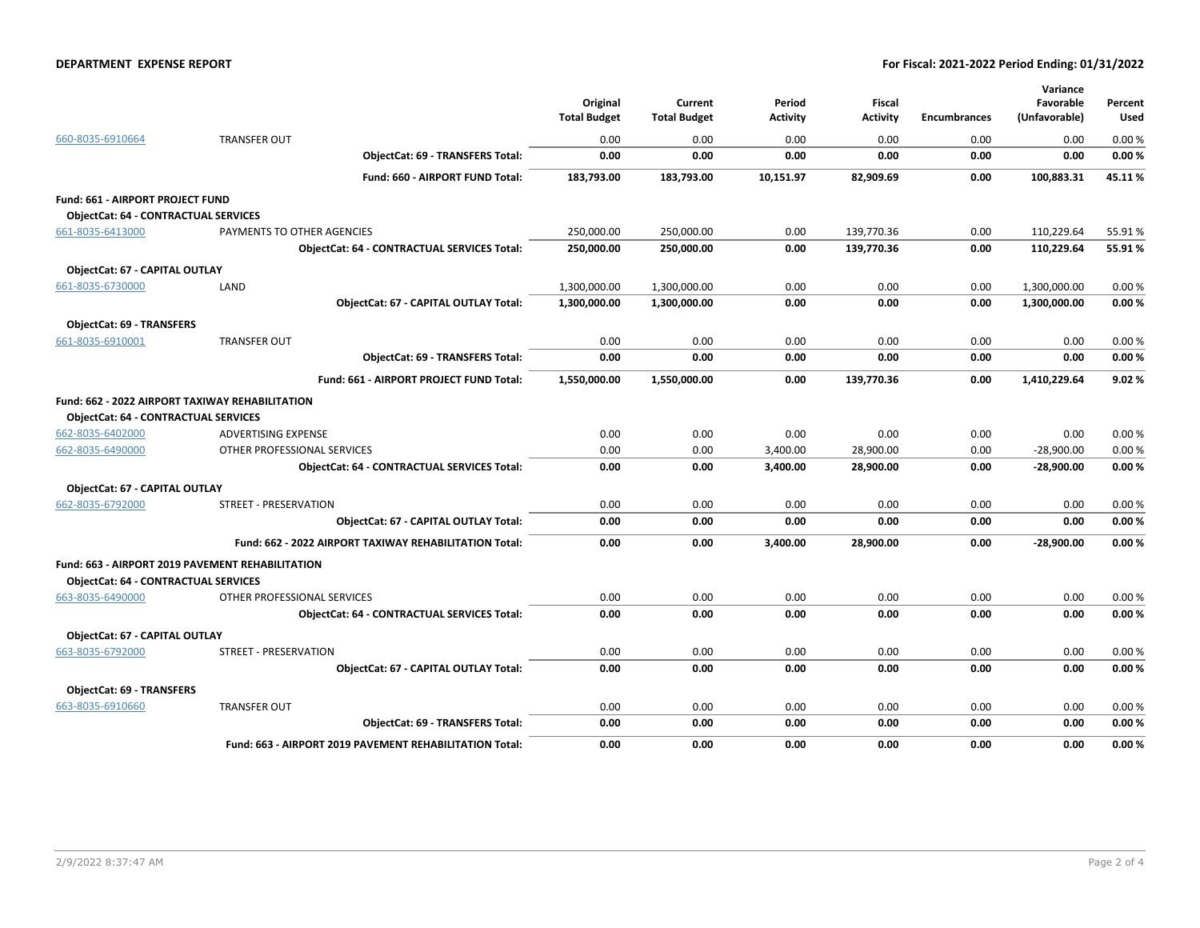| | | Original Total Budget | Current Total Budget | Period Activity | Fiscal Activity | Encumbrances | Variance Favorable (Unfavorable) | Percent Used |
|---|---|---|---|---|---|---|---|---|
| 660-8035-6910664 | TRANSFER OUT | 0.00 | 0.00 | 0.00 | 0.00 | 0.00 | 0.00 | 0.00 % |
| | **ObjectCat: 69 - TRANSFERS Total:** | **0.00** | **0.00** | **0.00** | **0.00** | **0.00** | **0.00** | **0.00 %** |
| | **Fund: 660 - AIRPORT FUND Total:** | **183,793.00** | **183,793.00** | **10,151.97** | **82,909.69** | **0.00** | **100,883.31** | **45.11 %** |
| **Fund: 661 - AIRPORT PROJECT FUND** | | | | | | | | |
| **ObjectCat: 64 - CONTRACTUAL SERVICES** | | | | | | | | |
| 661-8035-6413000 | PAYMENTS TO OTHER AGENCIES | 250,000.00 | 250,000.00 | 0.00 | 139,770.36 | 0.00 | 110,229.64 | 55.91 % |
| | **ObjectCat: 64 - CONTRACTUAL SERVICES Total:** | **250,000.00** | **250,000.00** | **0.00** | **139,770.36** | **0.00** | **110,229.64** | **55.91 %** |
| **ObjectCat: 67 - CAPITAL OUTLAY** | | | | | | | | |
| 661-8035-6730000 | LAND | 1,300,000.00 | 1,300,000.00 | 0.00 | 0.00 | 0.00 | 1,300,000.00 | 0.00 % |
| | **ObjectCat: 67 - CAPITAL OUTLAY Total:** | **1,300,000.00** | **1,300,000.00** | **0.00** | **0.00** | **0.00** | **1,300,000.00** | **0.00 %** |
| **ObjectCat: 69 - TRANSFERS** | | | | | | | | |
| 661-8035-6910001 | TRANSFER OUT | 0.00 | 0.00 | 0.00 | 0.00 | 0.00 | 0.00 | 0.00 % |
| | **ObjectCat: 69 - TRANSFERS Total:** | **0.00** | **0.00** | **0.00** | **0.00** | **0.00** | **0.00** | **0.00 %** |
| | **Fund: 661 - AIRPORT PROJECT FUND Total:** | **1,550,000.00** | **1,550,000.00** | **0.00** | **139,770.36** | **0.00** | **1,410,229.64** | **9.02 %** |
| **Fund: 662 - 2022 AIRPORT TAXIWAY REHABILITATION** | | | | | | | | |
| **ObjectCat: 64 - CONTRACTUAL SERVICES** | | | | | | | | |
| 662-8035-6402000 | ADVERTISING EXPENSE | 0.00 | 0.00 | 0.00 | 0.00 | 0.00 | 0.00 | 0.00 % |
| 662-8035-6490000 | OTHER PROFESSIONAL SERVICES | 0.00 | 0.00 | 3,400.00 | 28,900.00 | 0.00 | -28,900.00 | 0.00 % |
| | **ObjectCat: 64 - CONTRACTUAL SERVICES Total:** | **0.00** | **0.00** | **3,400.00** | **28,900.00** | **0.00** | **-28,900.00** | **0.00 %** |
| **ObjectCat: 67 - CAPITAL OUTLAY** | | | | | | | | |
| 662-8035-6792000 | STREET - PRESERVATION | 0.00 | 0.00 | 0.00 | 0.00 | 0.00 | 0.00 | 0.00 % |
| | **ObjectCat: 67 - CAPITAL OUTLAY Total:** | **0.00** | **0.00** | **0.00** | **0.00** | **0.00** | **0.00** | **0.00 %** |
| | **Fund: 662 - 2022 AIRPORT TAXIWAY REHABILITATION Total:** | **0.00** | **0.00** | **3,400.00** | **28,900.00** | **0.00** | **-28,900.00** | **0.00 %** |
| **Fund: 663 - AIRPORT 2019 PAVEMENT REHABILITATION** | | | | | | | | |
| **ObjectCat: 64 - CONTRACTUAL SERVICES** | | | | | | | | |
| 663-8035-6490000 | OTHER PROFESSIONAL SERVICES | 0.00 | 0.00 | 0.00 | 0.00 | 0.00 | 0.00 | 0.00 % |
| | **ObjectCat: 64 - CONTRACTUAL SERVICES Total:** | **0.00** | **0.00** | **0.00** | **0.00** | **0.00** | **0.00** | **0.00 %** |
| **ObjectCat: 67 - CAPITAL OUTLAY** | | | | | | | | |
| 663-8035-6792000 | STREET - PRESERVATION | 0.00 | 0.00 | 0.00 | 0.00 | 0.00 | 0.00 | 0.00 % |
| | **ObjectCat: 67 - CAPITAL OUTLAY Total:** | **0.00** | **0.00** | **0.00** | **0.00** | **0.00** | **0.00** | **0.00 %** |
| **ObjectCat: 69 - TRANSFERS** | | | | | | | | |
| 663-8035-6910660 | TRANSFER OUT | 0.00 | 0.00 | 0.00 | 0.00 | 0.00 | 0.00 | 0.00 % |
| | **ObjectCat: 69 - TRANSFERS Total:** | **0.00** | **0.00** | **0.00** | **0.00** | **0.00** | **0.00** | **0.00 %** |
| | **Fund: 663 - AIRPORT 2019 PAVEMENT REHABILITATION Total:** | **0.00** | **0.00** | **0.00** | **0.00** | **0.00** | **0.00** | **0.00 %** |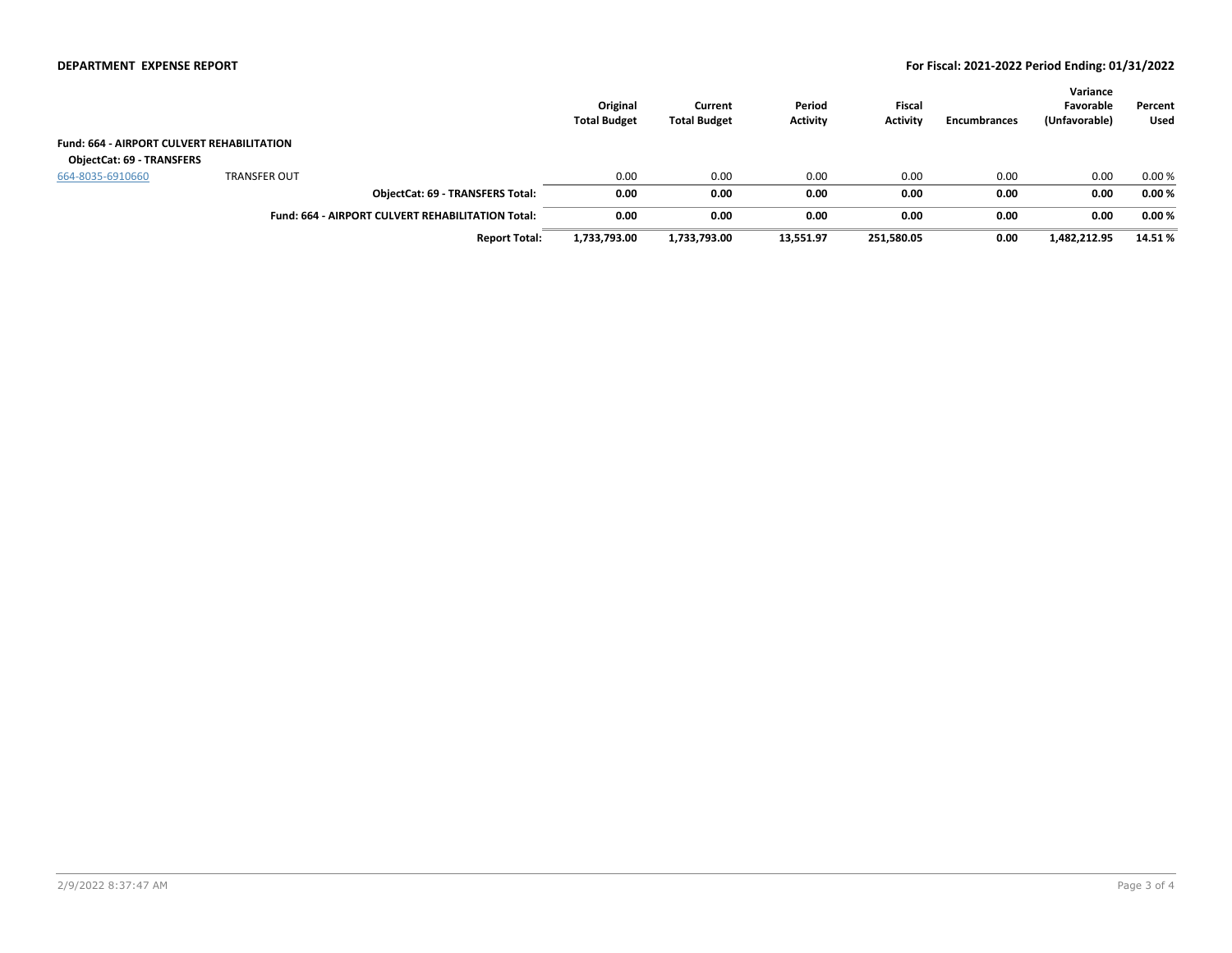**DEPARTMENT EXPENSE REPORT**

**For Fiscal: 2021-2022 Period Ending: 01/31/2022**

| | | Original Total Budget | Current Total Budget | Period Activity | Fiscal Activity | Encumbrances | Variance Favorable (Unfavorable) | Percent Used |
|---|---|---|---|---|---|---|---|---|
| **Fund: 664 - AIRPORT CULVERT REHABILITATION** | | | | | | | | |
| **ObjectCat: 69 - TRANSFERS** | | | | | | | | |
| 664-8035-6910660 | TRANSFER OUT | 0.00 | 0.00 | 0.00 | 0.00 | 0.00 | 0.00 | 0.00 % |
| | **ObjectCat: 69 - TRANSFERS Total:** | **0.00** | **0.00** | **0.00** | **0.00** | **0.00** | **0.00** | **0.00 %** |
| | **Fund: 664 - AIRPORT CULVERT REHABILITATION Total:** | **0.00** | **0.00** | **0.00** | **0.00** | **0.00** | **0.00** | **0.00 %** |
| | **Report Total:** | **1,733,793.00** | **1,733,793.00** | **13,551.97** | **251,580.05** | **0.00** | **1,482,212.95** | **14.51 %** |

2/9/2022 8:37:47 AM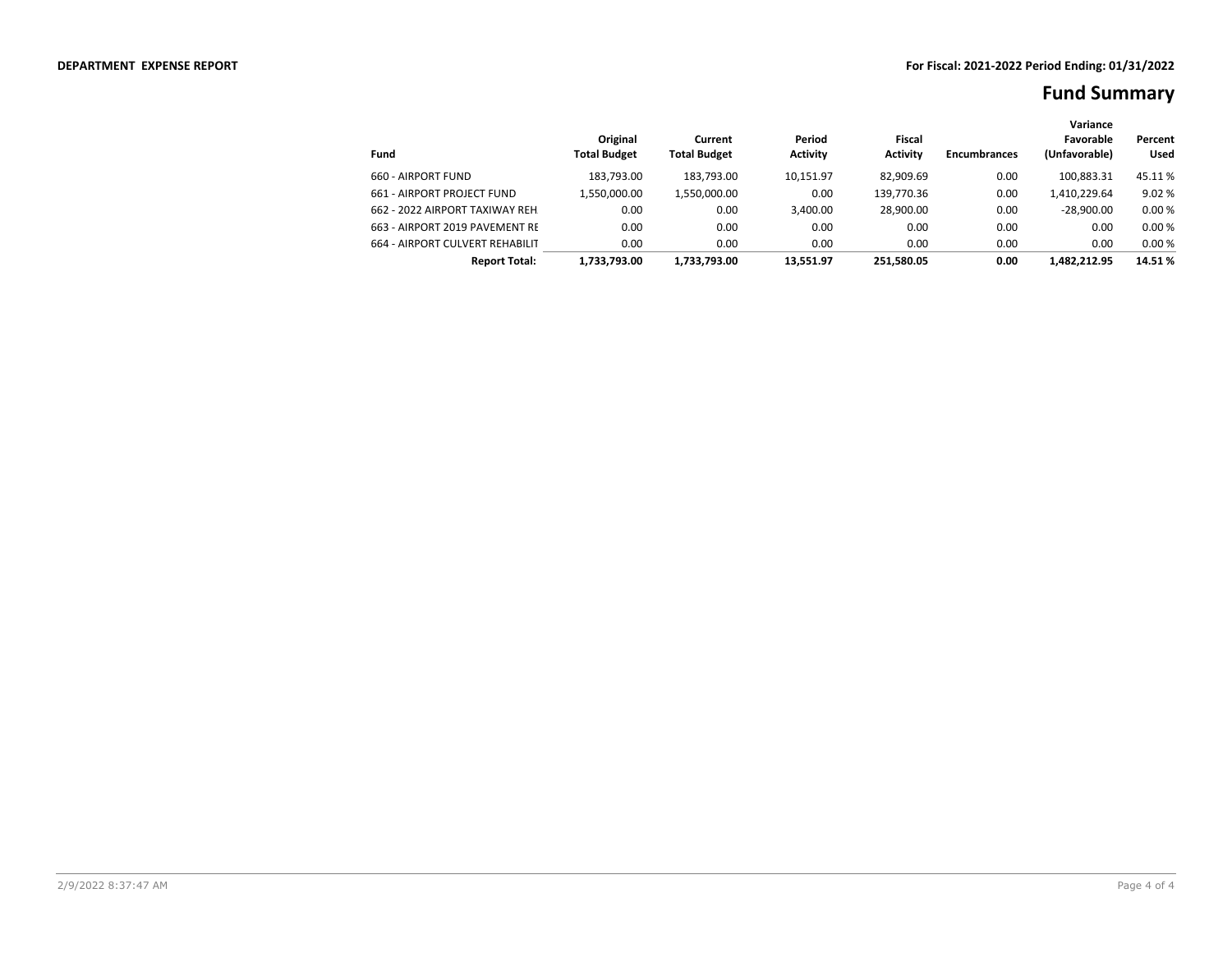**DEPARTMENT EXPENSE REPORT**

**For Fiscal: 2021-2022 Period Ending: 01/31/2022**

# Fund Summary

| Fund | Original Total Budget | Current Total Budget | Period Activity | Fiscal Activity | Encumbrances | Variance Favorable (Unfavorable) | Percent Used |
|---|---|---|---|---|---|---|---|
| 660 - AIRPORT FUND | 183,793.00 | 183,793.00 | 10,151.97 | 82,909.69 | 0.00 | 100,883.31 | 45.11 % |
| 661 - AIRPORT PROJECT FUND | 1,550,000.00 | 1,550,000.00 | 0.00 | 139,770.36 | 0.00 | 1,410,229.64 | 9.02 % |
| 662 - 2022 AIRPORT TAXIWAY REH | 0.00 | 0.00 | 3,400.00 | 28,900.00 | 0.00 | -28,900.00 | 0.00 % |
| 663 - AIRPORT 2019 PAVEMENT RE | 0.00 | 0.00 | 0.00 | 0.00 | 0.00 | 0.00 | 0.00 % |
| 664 - AIRPORT CULVERT REHABILIT | 0.00 | 0.00 | 0.00 | 0.00 | 0.00 | 0.00 | 0.00 % |
| **Report Total:** | **1,733,793.00** | **1,733,793.00** | **13,551.97** | **251,580.05** | **0.00** | **1,482,212.95** | **14.51 %** |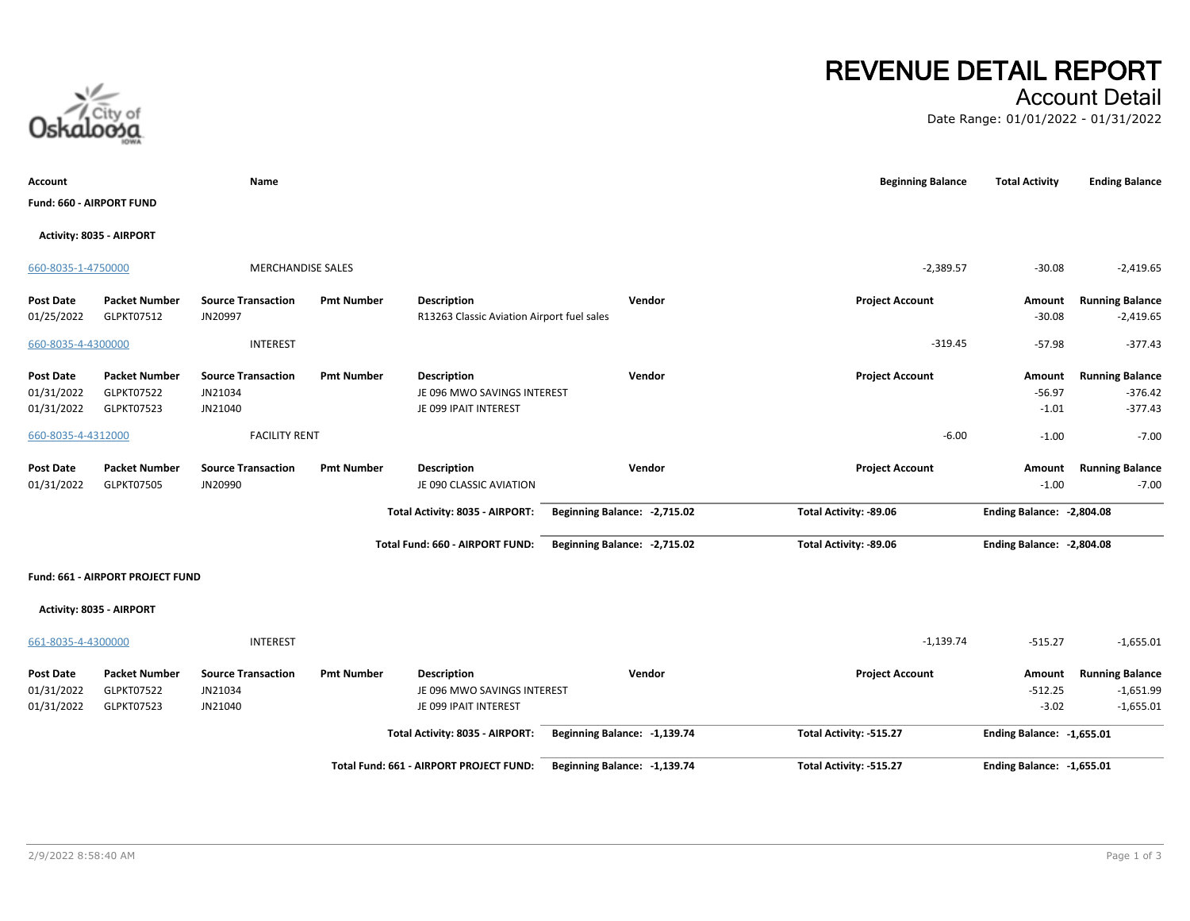# REVENUE DETAIL REPORT

## Account Detail

Date Range: 01/01/2022 - 01/31/2022

| Account | Name | Beginning Balance | Total Activity | Ending Balance |
|---|---|---|---|---|

**Fund: 660 - AIRPORT FUND**

**Activity: 8035 - AIRPORT**

| 660-8035-1-4750000 | MERCHANDISE SALES | -2,389.57 | -30.08 | -2,419.65 |
|---|---|---|---|---|

| Post Date | Packet Number | Source Transaction | Pmt Number | Description | Vendor | Project Account | Amount | Running Balance |
|---|---|---|---|---|---|---|---|---|
| 01/25/2022 | GLPKT07512 | JN20997 | | R13263 Classic Aviation Airport fuel sales | | | -30.08 | -2,419.65 |

| 660-8035-4-4300000 | INTEREST | -319.45 | -57.98 | -377.43 |
|---|---|---|---|---|

| Post Date | Packet Number | Source Transaction | Pmt Number | Description | Vendor | Project Account | Amount | Running Balance |
|---|---|---|---|---|---|---|---|---|
| 01/31/2022 | GLPKT07522 | JN21034 | | JE 096 MWO SAVINGS INTEREST | | | -56.97 | -376.42 |
| 01/31/2022 | GLPKT07523 | JN21040 | | JE 099 IPAIT INTEREST | | | -1.01 | -377.43 |

| 660-8035-4-4312000 | FACILITY RENT | -6.00 | -1.00 | -7.00 |
|---|---|---|---|---|

| Post Date | Packet Number | Source Transaction | Pmt Number | Description | Vendor | Project Account | Amount | Running Balance |
|---|---|---|---|---|---|---|---|---|
| 01/31/2022 | GLPKT07505 | JN20990 | | JE 090 CLASSIC AVIATION | | | -1.00 | -7.00 |

| | Beginning Balance | Total Activity | Ending Balance |
|---|---|---|---|
| **Total Activity: 8035 - AIRPORT:** | **-2,715.02** | **-89.06** | **-2,804.08** |
| **Total Fund: 660 - AIRPORT FUND:** | **-2,715.02** | **-89.06** | **-2,804.08** |

**Fund: 661 - AIRPORT PROJECT FUND**

**Activity: 8035 - AIRPORT**

| 661-8035-4-4300000 | INTEREST | -1,139.74 | -515.27 | -1,655.01 |
|---|---|---|---|---|

| Post Date | Packet Number | Source Transaction | Pmt Number | Description | Vendor | Project Account | Amount | Running Balance |
|---|---|---|---|---|---|---|---|---|
| 01/31/2022 | GLPKT07522 | JN21034 | | JE 096 MWO SAVINGS INTEREST | | | -512.25 | -1,651.99 |
| 01/31/2022 | GLPKT07523 | JN21040 | | JE 099 IPAIT INTEREST | | | -3.02 | -1,655.01 |

| | Beginning Balance | Total Activity | Ending Balance |
|---|---|---|---|
| **Total Activity: 8035 - AIRPORT:** | **-1,139.74** | **-515.27** | **-1,655.01** |
| **Total Fund: 661 - AIRPORT PROJECT FUND:** | **-1,139.74** | **-515.27** | **-1,655.01** |

2/9/2022 8:58:40 AM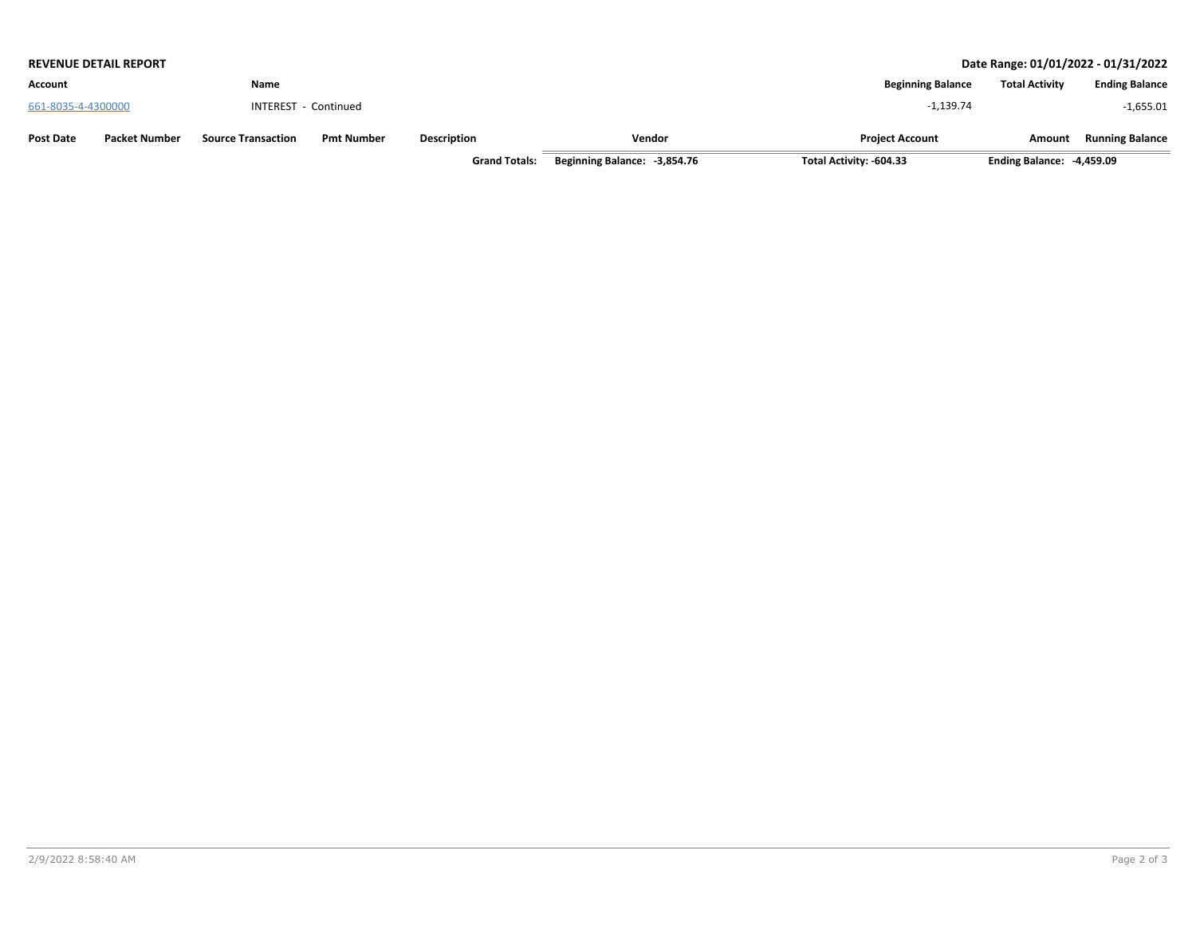**REVENUE DETAIL REPORT**

**Date Range: 01/01/2022 - 01/31/2022**

| Account | Name | Beginning Balance | Total Activity | Ending Balance |
|---|---|---|---|---|
| 661-8035-4-4300000 | INTEREST - Continued | -1,139.74 | | -1,655.01 |

| Post Date | Packet Number | Source Transaction | Pmt Number | Description | Vendor | Project Account | Amount | Running Balance |
|---|---|---|---|---|---|---|---|---|
| | | | | **Grand Totals:** | **Beginning Balance: -3,854.76** | **Total Activity: -604.33** | **Ending Balance: -4,459.09** | |

2/9/2022 8:58:40 AM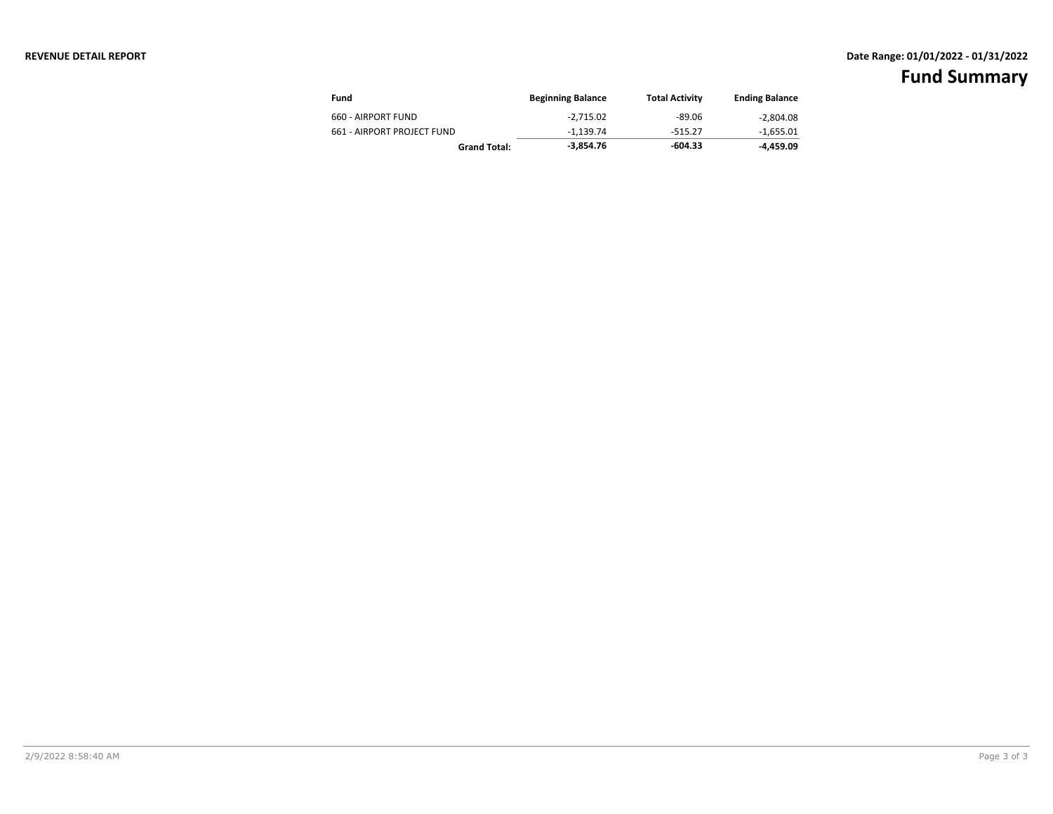**REVENUE DETAIL REPORT**

**Date Range: 01/01/2022 - 01/31/2022**

# Fund Summary

| Fund | Beginning Balance | Total Activity | Ending Balance |
|---|---|---|---|
| 660 - AIRPORT FUND | -2,715.02 | -89.06 | -2,804.08 |
| 661 - AIRPORT PROJECT FUND | -1,139.74 | -515.27 | -1,655.01 |
| **Grand Total:** | **-3,854.76** | **-604.33** | **-4,459.09** |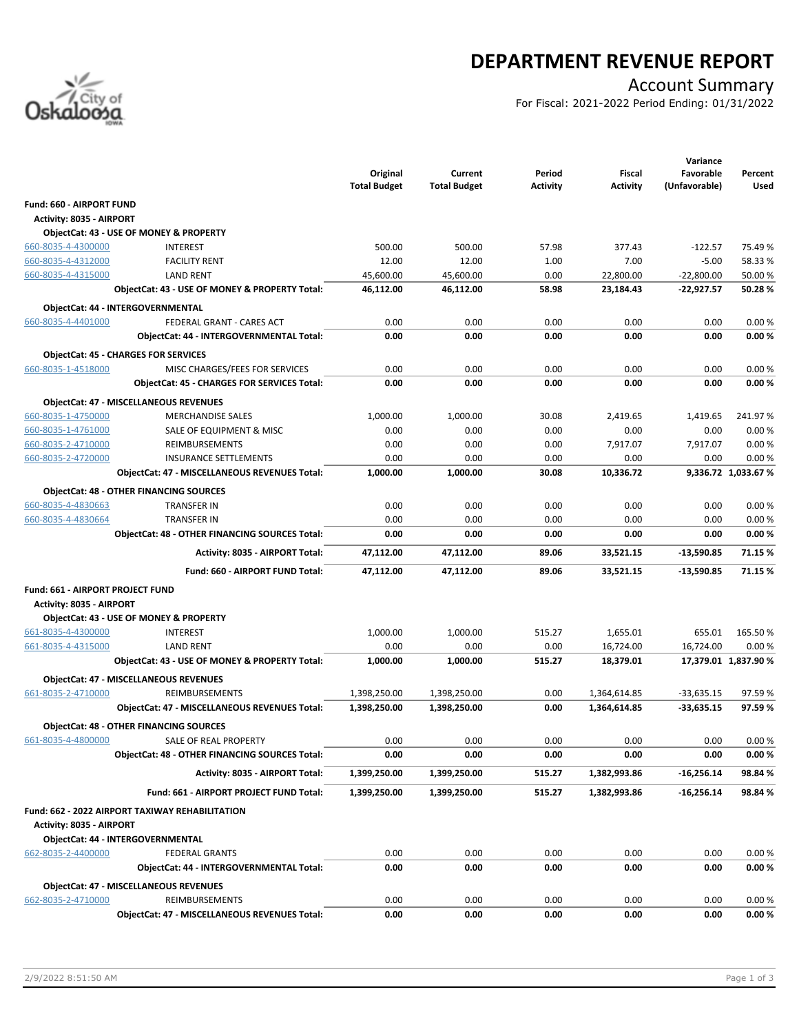# DEPARTMENT REVENUE REPORT

## Account Summary

For Fiscal: 2021-2022 Period Ending: 01/31/2022

| | | Original Total Budget | Current Total Budget | Period Activity | Fiscal Activity | Variance Favorable (Unfavorable) | Percent Used |
|---|---|---|---|---|---|---|---|
| **Fund: 660 - AIRPORT FUND** | | | | | | | |
| **Activity: 8035 - AIRPORT** | | | | | | | |
| **ObjectCat: 43 - USE OF MONEY & PROPERTY** | | | | | | | |
| 660-8035-4-4300000 | INTEREST | 500.00 | 500.00 | 57.98 | 377.43 | -122.57 | 75.49 % |
| 660-8035-4-4312000 | FACILITY RENT | 12.00 | 12.00 | 1.00 | 7.00 | -5.00 | 58.33 % |
| 660-8035-4-4315000 | LAND RENT | 45,600.00 | 45,600.00 | 0.00 | 22,800.00 | -22,800.00 | 50.00 % |
| | **ObjectCat: 43 - USE OF MONEY & PROPERTY Total:** | **46,112.00** | **46,112.00** | **58.98** | **23,184.43** | **-22,927.57** | **50.28 %** |
| **ObjectCat: 44 - INTERGOVERNMENTAL** | | | | | | | |
| 660-8035-4-4401000 | FEDERAL GRANT - CARES ACT | 0.00 | 0.00 | 0.00 | 0.00 | 0.00 | 0.00 % |
| | **ObjectCat: 44 - INTERGOVERNMENTAL Total:** | **0.00** | **0.00** | **0.00** | **0.00** | **0.00** | **0.00 %** |
| **ObjectCat: 45 - CHARGES FOR SERVICES** | | | | | | | |
| 660-8035-1-4518000 | MISC CHARGES/FEES FOR SERVICES | 0.00 | 0.00 | 0.00 | 0.00 | 0.00 | 0.00 % |
| | **ObjectCat: 45 - CHARGES FOR SERVICES Total:** | **0.00** | **0.00** | **0.00** | **0.00** | **0.00** | **0.00 %** |
| **ObjectCat: 47 - MISCELLANEOUS REVENUES** | | | | | | | |
| 660-8035-1-4750000 | MERCHANDISE SALES | 1,000.00 | 1,000.00 | 30.08 | 2,419.65 | 1,419.65 | 241.97 % |
| 660-8035-1-4761000 | SALE OF EQUIPMENT & MISC | 0.00 | 0.00 | 0.00 | 0.00 | 0.00 | 0.00 % |
| 660-8035-2-4710000 | REIMBURSEMENTS | 0.00 | 0.00 | 0.00 | 7,917.07 | 7,917.07 | 0.00 % |
| 660-8035-2-4720000 | INSURANCE SETTLEMENTS | 0.00 | 0.00 | 0.00 | 0.00 | 0.00 | 0.00 % |
| | **ObjectCat: 47 - MISCELLANEOUS REVENUES Total:** | **1,000.00** | **1,000.00** | **30.08** | **10,336.72** | **9,336.72** | **1,033.67 %** |
| **ObjectCat: 48 - OTHER FINANCING SOURCES** | | | | | | | |
| 660-8035-4-4830663 | TRANSFER IN | 0.00 | 0.00 | 0.00 | 0.00 | 0.00 | 0.00 % |
| 660-8035-4-4830664 | TRANSFER IN | 0.00 | 0.00 | 0.00 | 0.00 | 0.00 | 0.00 % |
| | **ObjectCat: 48 - OTHER FINANCING SOURCES Total:** | **0.00** | **0.00** | **0.00** | **0.00** | **0.00** | **0.00 %** |
| | **Activity: 8035 - AIRPORT Total:** | **47,112.00** | **47,112.00** | **89.06** | **33,521.15** | **-13,590.85** | **71.15 %** |
| | **Fund: 660 - AIRPORT FUND Total:** | **47,112.00** | **47,112.00** | **89.06** | **33,521.15** | **-13,590.85** | **71.15 %** |
| **Fund: 661 - AIRPORT PROJECT FUND** | | | | | | | |
| **Activity: 8035 - AIRPORT** | | | | | | | |
| **ObjectCat: 43 - USE OF MONEY & PROPERTY** | | | | | | | |
| 661-8035-4-4300000 | INTEREST | 1,000.00 | 1,000.00 | 515.27 | 1,655.01 | 655.01 | 165.50 % |
| 661-8035-4-4315000 | LAND RENT | 0.00 | 0.00 | 0.00 | 16,724.00 | 16,724.00 | 0.00 % |
| | **ObjectCat: 43 - USE OF MONEY & PROPERTY Total:** | **1,000.00** | **1,000.00** | **515.27** | **18,379.01** | **17,379.01** | **1,837.90 %** |
| **ObjectCat: 47 - MISCELLANEOUS REVENUES** | | | | | | | |
| 661-8035-2-4710000 | REIMBURSEMENTS | 1,398,250.00 | 1,398,250.00 | 0.00 | 1,364,614.85 | -33,635.15 | 97.59 % |
| | **ObjectCat: 47 - MISCELLANEOUS REVENUES Total:** | **1,398,250.00** | **1,398,250.00** | **0.00** | **1,364,614.85** | **-33,635.15** | **97.59 %** |
| **ObjectCat: 48 - OTHER FINANCING SOURCES** | | | | | | | |
| 661-8035-4-4800000 | SALE OF REAL PROPERTY | 0.00 | 0.00 | 0.00 | 0.00 | 0.00 | 0.00 % |
| | **ObjectCat: 48 - OTHER FINANCING SOURCES Total:** | **0.00** | **0.00** | **0.00** | **0.00** | **0.00** | **0.00 %** |
| | **Activity: 8035 - AIRPORT Total:** | **1,399,250.00** | **1,399,250.00** | **515.27** | **1,382,993.86** | **-16,256.14** | **98.84 %** |
| | **Fund: 661 - AIRPORT PROJECT FUND Total:** | **1,399,250.00** | **1,399,250.00** | **515.27** | **1,382,993.86** | **-16,256.14** | **98.84 %** |
| **Fund: 662 - 2022 AIRPORT TAXIWAY REHABILITATION** | | | | | | | |
| **Activity: 8035 - AIRPORT** | | | | | | | |
| **ObjectCat: 44 - INTERGOVERNMENTAL** | | | | | | | |
| 662-8035-2-4400000 | FEDERAL GRANTS | 0.00 | 0.00 | 0.00 | 0.00 | 0.00 | 0.00 % |
| | **ObjectCat: 44 - INTERGOVERNMENTAL Total:** | **0.00** | **0.00** | **0.00** | **0.00** | **0.00** | **0.00 %** |
| **ObjectCat: 47 - MISCELLANEOUS REVENUES** | | | | | | | |
| 662-8035-2-4710000 | REIMBURSEMENTS | 0.00 | 0.00 | 0.00 | 0.00 | 0.00 | 0.00 % |
| | **ObjectCat: 47 - MISCELLANEOUS REVENUES Total:** | **0.00** | **0.00** | **0.00** | **0.00** | **0.00** | **0.00 %** |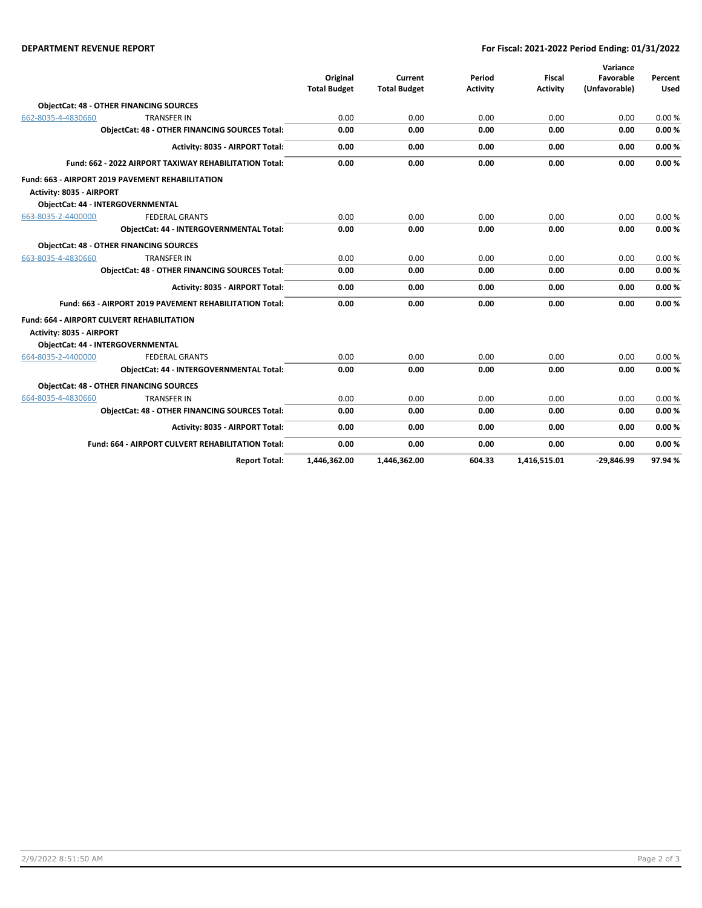**DEPARTMENT REVENUE REPORT** | **For Fiscal: 2021-2022 Period Ending: 01/31/2022**

| | | Original Total Budget | Current Total Budget | Period Activity | Fiscal Activity | Variance Favorable (Unfavorable) | Percent Used |
|---|---|---|---|---|---|---|---|
| **ObjectCat: 48 - OTHER FINANCING SOURCES** | | | | | | | |
| 662-8035-4-4830660 | TRANSFER IN | 0.00 | 0.00 | 0.00 | 0.00 | 0.00 | 0.00 % |
| | **ObjectCat: 48 - OTHER FINANCING SOURCES Total:** | **0.00** | **0.00** | **0.00** | **0.00** | **0.00** | **0.00 %** |
| | **Activity: 8035 - AIRPORT Total:** | **0.00** | **0.00** | **0.00** | **0.00** | **0.00** | **0.00 %** |
| | **Fund: 662 - 2022 AIRPORT TAXIWAY REHABILITATION Total:** | **0.00** | **0.00** | **0.00** | **0.00** | **0.00** | **0.00 %** |
| **Fund: 663 - AIRPORT 2019 PAVEMENT REHABILITATION** | | | | | | | |
| **Activity: 8035 - AIRPORT** | | | | | | | |
| **ObjectCat: 44 - INTERGOVERNMENTAL** | | | | | | | |
| 663-8035-2-4400000 | FEDERAL GRANTS | 0.00 | 0.00 | 0.00 | 0.00 | 0.00 | 0.00 % |
| | **ObjectCat: 44 - INTERGOVERNMENTAL Total:** | **0.00** | **0.00** | **0.00** | **0.00** | **0.00** | **0.00 %** |
| **ObjectCat: 48 - OTHER FINANCING SOURCES** | | | | | | | |
| 663-8035-4-4830660 | TRANSFER IN | 0.00 | 0.00 | 0.00 | 0.00 | 0.00 | 0.00 % |
| | **ObjectCat: 48 - OTHER FINANCING SOURCES Total:** | **0.00** | **0.00** | **0.00** | **0.00** | **0.00** | **0.00 %** |
| | **Activity: 8035 - AIRPORT Total:** | **0.00** | **0.00** | **0.00** | **0.00** | **0.00** | **0.00 %** |
| | **Fund: 663 - AIRPORT 2019 PAVEMENT REHABILITATION Total:** | **0.00** | **0.00** | **0.00** | **0.00** | **0.00** | **0.00 %** |
| **Fund: 664 - AIRPORT CULVERT REHABILITATION** | | | | | | | |
| **Activity: 8035 - AIRPORT** | | | | | | | |
| **ObjectCat: 44 - INTERGOVERNMENTAL** | | | | | | | |
| 664-8035-2-4400000 | FEDERAL GRANTS | 0.00 | 0.00 | 0.00 | 0.00 | 0.00 | 0.00 % |
| | **ObjectCat: 44 - INTERGOVERNMENTAL Total:** | **0.00** | **0.00** | **0.00** | **0.00** | **0.00** | **0.00 %** |
| **ObjectCat: 48 - OTHER FINANCING SOURCES** | | | | | | | |
| 664-8035-4-4830660 | TRANSFER IN | 0.00 | 0.00 | 0.00 | 0.00 | 0.00 | 0.00 % |
| | **ObjectCat: 48 - OTHER FINANCING SOURCES Total:** | **0.00** | **0.00** | **0.00** | **0.00** | **0.00** | **0.00 %** |
| | **Activity: 8035 - AIRPORT Total:** | **0.00** | **0.00** | **0.00** | **0.00** | **0.00** | **0.00 %** |
| | **Fund: 664 - AIRPORT CULVERT REHABILITATION Total:** | **0.00** | **0.00** | **0.00** | **0.00** | **0.00** | **0.00 %** |
| | **Report Total:** | **1,446,362.00** | **1,446,362.00** | **604.33** | **1,416,515.01** | **-29,846.99** | **97.94 %** |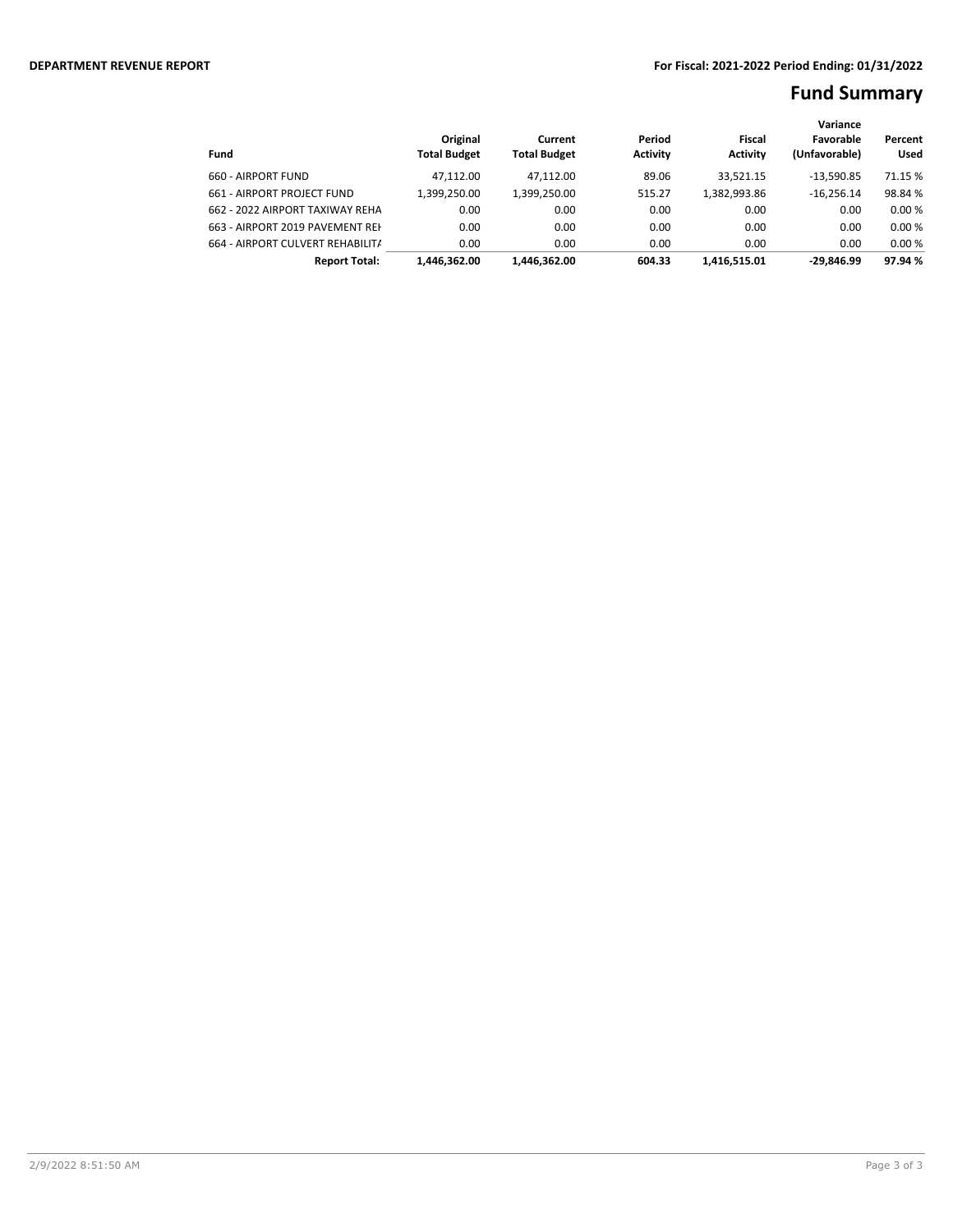**DEPARTMENT REVENUE REPORT** For Fiscal: 2021-2022 Period Ending: 01/31/2022

# Fund Summary

| Fund | Original Total Budget | Current Total Budget | Period Activity | Fiscal Activity | Variance Favorable (Unfavorable) | Percent Used |
|---|---|---|---|---|---|---|
| 660 - AIRPORT FUND | 47,112.00 | 47,112.00 | 89.06 | 33,521.15 | -13,590.85 | 71.15 % |
| 661 - AIRPORT PROJECT FUND | 1,399,250.00 | 1,399,250.00 | 515.27 | 1,382,993.86 | -16,256.14 | 98.84 % |
| 662 - 2022 AIRPORT TAXIWAY REHA | 0.00 | 0.00 | 0.00 | 0.00 | 0.00 | 0.00 % |
| 663 - AIRPORT 2019 PAVEMENT REI | 0.00 | 0.00 | 0.00 | 0.00 | 0.00 | 0.00 % |
| 664 - AIRPORT CULVERT REHABILITA | 0.00 | 0.00 | 0.00 | 0.00 | 0.00 | 0.00 % |
| **Report Total:** | **1,446,362.00** | **1,446,362.00** | **604.33** | **1,416,515.01** | **-29,846.99** | **97.94 %** |

2/9/2022 8:51:50 AM